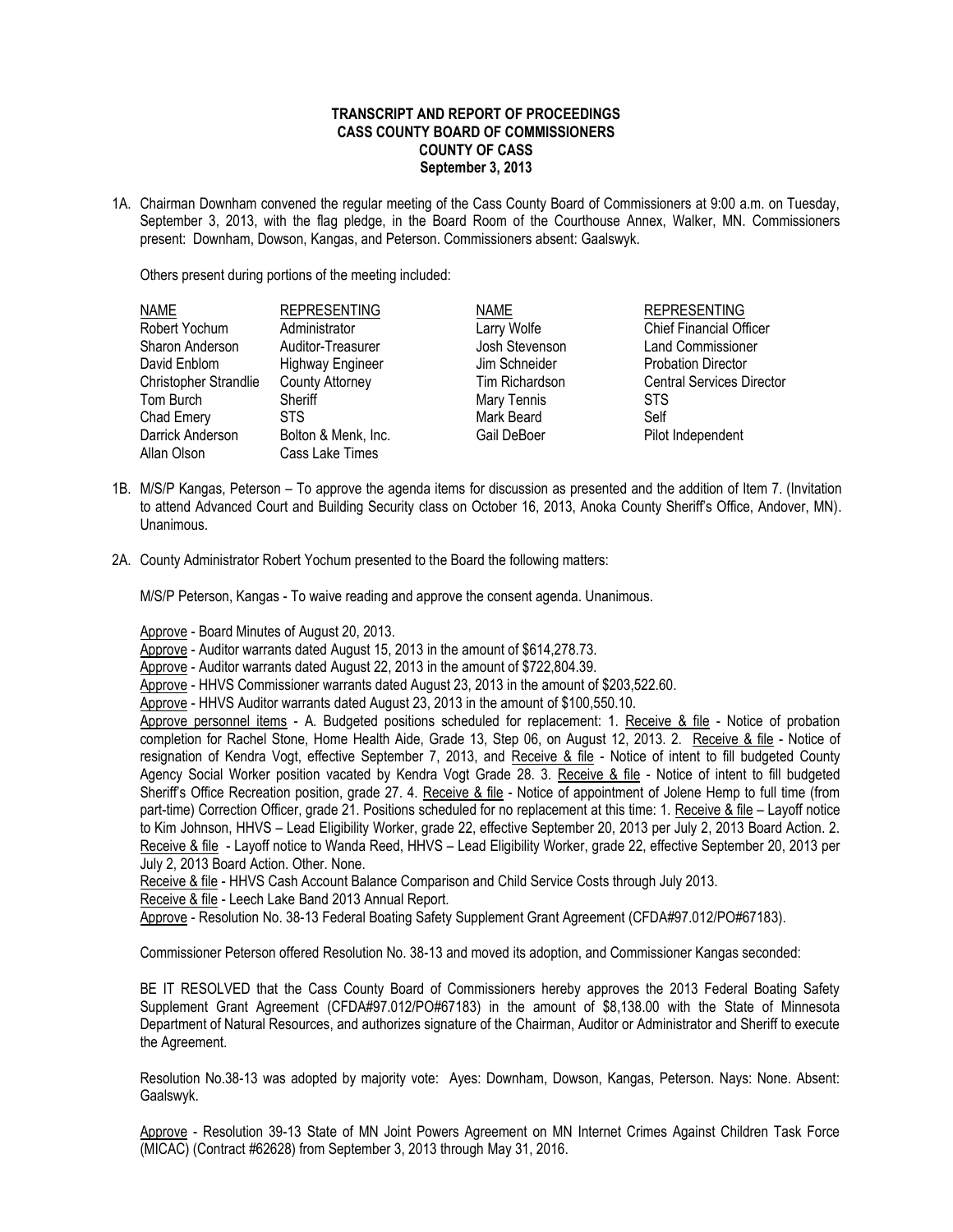**TRANSCRIPT AND REPORT OF PROCEEDINGS**
**CASS COUNTY BOARD OF COMMISSIONERS**
**COUNTY OF CASS**
**September 3, 2013**

1A. Chairman Downham convened the regular meeting of the Cass County Board of Commissioners at 9:00 a.m. on Tuesday, September 3, 2013, with the flag pledge, in the Board Room of the Courthouse Annex, Walker, MN. Commissioners present: Downham, Dowson, Kangas, and Peterson. Commissioners absent: Gaalswyk.

Others present during portions of the meeting included:

| NAME | REPRESENTING | NAME | REPRESENTING |
|---|---|---|---|
| Robert Yochum | Administrator | Larry Wolfe | Chief Financial Officer |
| Sharon Anderson | Auditor-Treasurer | Josh Stevenson | Land Commissioner |
| David Enblom | Highway Engineer | Jim Schneider | Probation Director |
| Christopher Strandlie | County Attorney | Tim Richardson | Central Services Director |
| Tom Burch | Sheriff | Mary Tennis | STS |
| Chad Emery | STS | Mark Beard | Self |
| Darrick Anderson | Bolton & Menk, Inc. | Gail DeBoer | Pilot Independent |
| Allan Olson | Cass Lake Times | | |

1B. M/S/P Kangas, Peterson – To approve the agenda items for discussion as presented and the addition of Item 7. (Invitation to attend Advanced Court and Building Security class on October 16, 2013, Anoka County Sheriff's Office, Andover, MN). Unanimous.

2A. County Administrator Robert Yochum presented to the Board the following matters:

M/S/P Peterson, Kangas - To waive reading and approve the consent agenda. Unanimous.

Approve - Board Minutes of August 20, 2013.
Approve - Auditor warrants dated August 15, 2013 in the amount of $614,278.73.
Approve - Auditor warrants dated August 22, 2013 in the amount of $722,804.39.
Approve - HHVS Commissioner warrants dated August 23, 2013 in the amount of $203,522.60.
Approve - HHVS Auditor warrants dated August 23, 2013 in the amount of $100,550.10.
Approve personnel items - A. Budgeted positions scheduled for replacement: 1. Receive & file - Notice of probation completion for Rachel Stone, Home Health Aide, Grade 13, Step 06, on August 12, 2013. 2. Receive & file - Notice of resignation of Kendra Vogt, effective September 7, 2013, and Receive & file - Notice of intent to fill budgeted County Agency Social Worker position vacated by Kendra Vogt Grade 28. 3. Receive & file - Notice of intent to fill budgeted Sheriff's Office Recreation position, grade 27. 4. Receive & file - Notice of appointment of Jolene Hemp to full time (from part-time) Correction Officer, grade 21. Positions scheduled for no replacement at this time: 1. Receive & file – Layoff notice to Kim Johnson, HHVS – Lead Eligibility Worker, grade 22, effective September 20, 2013 per July 2, 2013 Board Action. 2. Receive & file - Layoff notice to Wanda Reed, HHVS – Lead Eligibility Worker, grade 22, effective September 20, 2013 per July 2, 2013 Board Action. Other. None.
Receive & file - HHVS Cash Account Balance Comparison and Child Service Costs through July 2013.
Receive & file - Leech Lake Band 2013 Annual Report.
Approve - Resolution No. 38-13 Federal Boating Safety Supplement Grant Agreement (CFDA#97.012/PO#67183).

Commissioner Peterson offered Resolution No. 38-13 and moved its adoption, and Commissioner Kangas seconded:

BE IT RESOLVED that the Cass County Board of Commissioners hereby approves the 2013 Federal Boating Safety Supplement Grant Agreement (CFDA#97.012/PO#67183) in the amount of $8,138.00 with the State of Minnesota Department of Natural Resources, and authorizes signature of the Chairman, Auditor or Administrator and Sheriff to execute the Agreement.

Resolution No.38-13 was adopted by majority vote: Ayes: Downham, Dowson, Kangas, Peterson. Nays: None. Absent: Gaalswyk.

Approve - Resolution 39-13 State of MN Joint Powers Agreement on MN Internet Crimes Against Children Task Force (MICAC) (Contract #62628) from September 3, 2013 through May 31, 2016.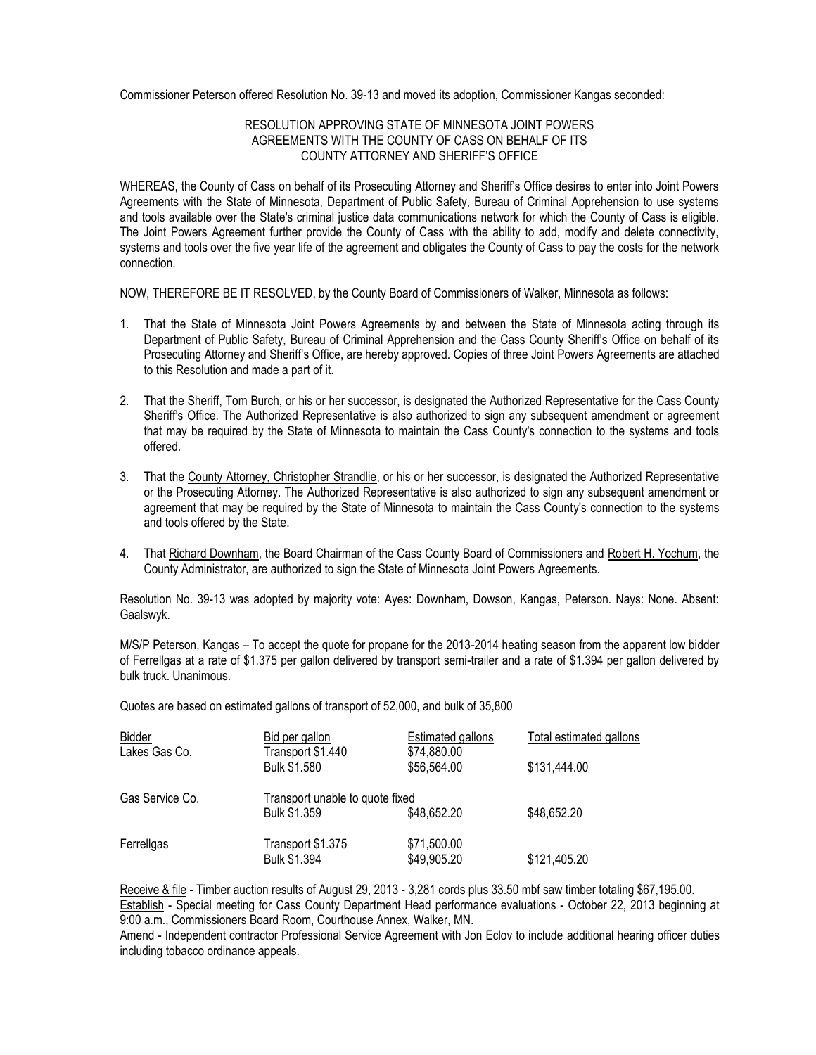Commissioner Peterson offered Resolution No. 39-13 and moved its adoption, Commissioner Kangas seconded:

RESOLUTION APPROVING STATE OF MINNESOTA JOINT POWERS AGREEMENTS WITH THE COUNTY OF CASS ON BEHALF OF ITS COUNTY ATTORNEY AND SHERIFF'S OFFICE

WHEREAS, the County of Cass on behalf of its Prosecuting Attorney and Sheriff's Office desires to enter into Joint Powers Agreements with the State of Minnesota, Department of Public Safety, Bureau of Criminal Apprehension to use systems and tools available over the State's criminal justice data communications network for which the County of Cass is eligible. The Joint Powers Agreement further provide the County of Cass with the ability to add, modify and delete connectivity, systems and tools over the five year life of the agreement and obligates the County of Cass to pay the costs for the network connection.

NOW, THEREFORE BE IT RESOLVED, by the County Board of Commissioners of Walker, Minnesota as follows:

1. That the State of Minnesota Joint Powers Agreements by and between the State of Minnesota acting through its Department of Public Safety, Bureau of Criminal Apprehension and the Cass County Sheriff's Office on behalf of its Prosecuting Attorney and Sheriff's Office, are hereby approved. Copies of three Joint Powers Agreements are attached to this Resolution and made a part of it.

2. That the Sheriff, Tom Burch, or his or her successor, is designated the Authorized Representative for the Cass County Sheriff's Office. The Authorized Representative is also authorized to sign any subsequent amendment or agreement that may be required by the State of Minnesota to maintain the Cass County's connection to the systems and tools offered.

3. That the County Attorney, Christopher Strandlie, or his or her successor, is designated the Authorized Representative or the Prosecuting Attorney. The Authorized Representative is also authorized to sign any subsequent amendment or agreement that may be required by the State of Minnesota to maintain the Cass County's connection to the systems and tools offered by the State.

4. That Richard Downham, the Board Chairman of the Cass County Board of Commissioners and Robert H. Yochum, the County Administrator, are authorized to sign the State of Minnesota Joint Powers Agreements.

Resolution No. 39-13 was adopted by majority vote: Ayes: Downham, Dowson, Kangas, Peterson. Nays: None. Absent: Gaalswyk.

M/S/P Peterson, Kangas – To accept the quote for propane for the 2013-2014 heating season from the apparent low bidder of Ferrellgas at a rate of $1.375 per gallon delivered by transport semi-trailer and a rate of $1.394 per gallon delivered by bulk truck. Unanimous.

Quotes are based on estimated gallons of transport of 52,000, and bulk of 35,800

| Bidder | Bid per gallon | Estimated gallons | Total estimated gallons |
|---|---|---|---|
| Lakes Gas Co. | Transport $1.440 | $74,880.00 | |
| | Bulk $1.580 | $56,564.00 | $131,444.00 |
| Gas Service Co. | Transport unable to quote fixed | | |
| | Bulk $1.359 | $48,652.20 | $48,652.20 |
| Ferrellgas | Transport $1.375 | $71,500.00 | |
| | Bulk $1.394 | $49,905.20 | $121,405.20 |

Receive & file - Timber auction results of August 29, 2013 - 3,281 cords plus 33.50 mbf saw timber totaling $67,195.00.
Establish - Special meeting for Cass County Department Head performance evaluations - October 22, 2013 beginning at 9:00 a.m., Commissioners Board Room, Courthouse Annex, Walker, MN.
Amend - Independent contractor Professional Service Agreement with Jon Eclov to include additional hearing officer duties including tobacco ordinance appeals.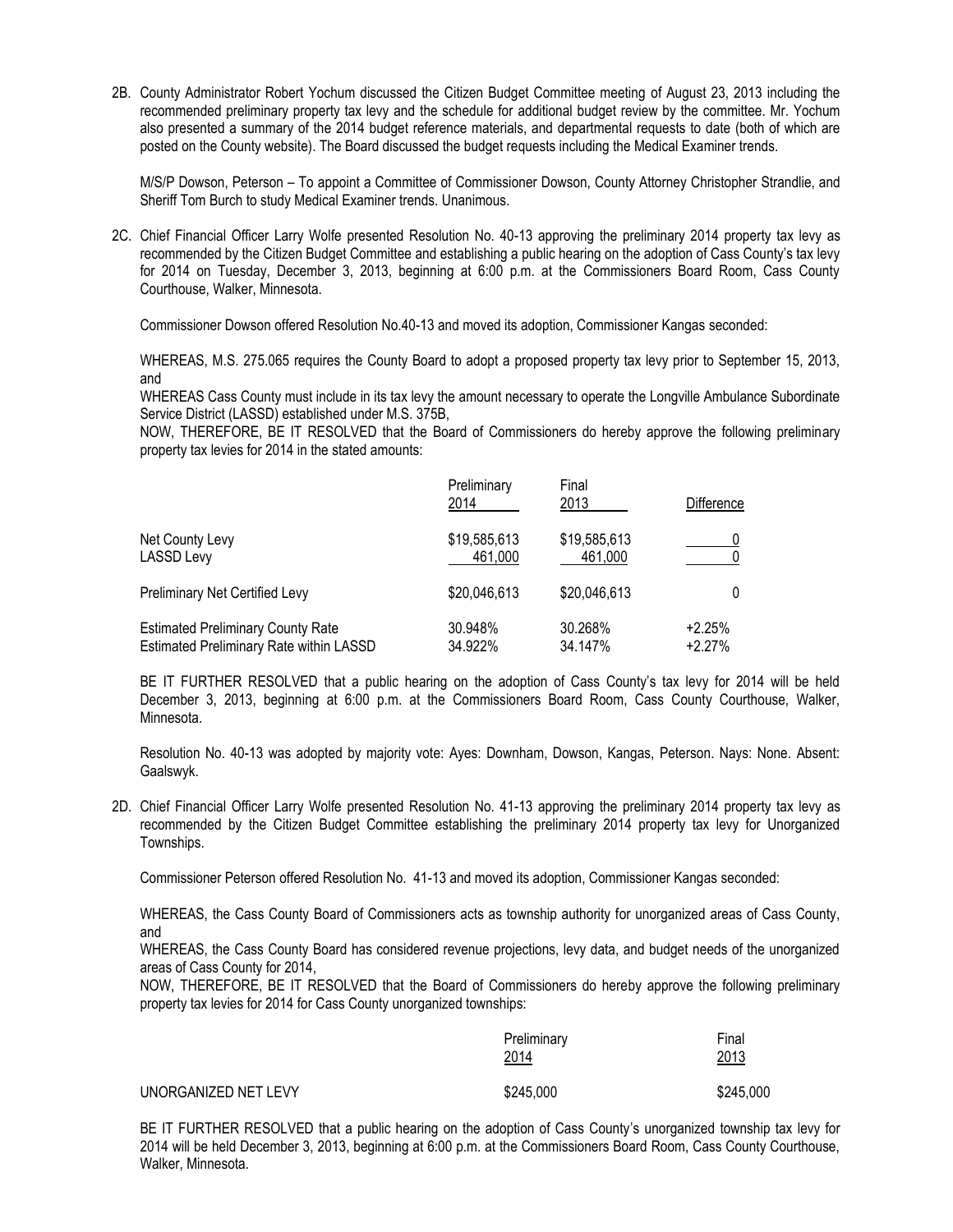2B. County Administrator Robert Yochum discussed the Citizen Budget Committee meeting of August 23, 2013 including the recommended preliminary property tax levy and the schedule for additional budget review by the committee. Mr. Yochum also presented a summary of the 2014 budget reference materials, and departmental requests to date (both of which are posted on the County website). The Board discussed the budget requests including the Medical Examiner trends.

M/S/P Dowson, Peterson – To appoint a Committee of Commissioner Dowson, County Attorney Christopher Strandlie, and Sheriff Tom Burch to study Medical Examiner trends. Unanimous.

2C. Chief Financial Officer Larry Wolfe presented Resolution No. 40-13 approving the preliminary 2014 property tax levy as recommended by the Citizen Budget Committee and establishing a public hearing on the adoption of Cass County's tax levy for 2014 on Tuesday, December 3, 2013, beginning at 6:00 p.m. at the Commissioners Board Room, Cass County Courthouse, Walker, Minnesota.

Commissioner Dowson offered Resolution No.40-13 and moved its adoption, Commissioner Kangas seconded:

WHEREAS, M.S. 275.065 requires the County Board to adopt a proposed property tax levy prior to September 15, 2013, and

WHEREAS Cass County must include in its tax levy the amount necessary to operate the Longville Ambulance Subordinate Service District (LASSD) established under M.S. 375B,

NOW, THEREFORE, BE IT RESOLVED that the Board of Commissioners do hereby approve the following preliminary property tax levies for 2014 in the stated amounts:

| | Preliminary 2014 | Final 2013 | Difference |
|---|---|---|---|
| Net County Levy | $19,585,613 | $19,585,613 | 0 |
| LASSD Levy | 461,000 | 461,000 | 0 |
| Preliminary Net Certified Levy | $20,046,613 | $20,046,613 | 0 |
| Estimated Preliminary County Rate | 30.948% | 30.268% | +2.25% |
| Estimated Preliminary Rate within LASSD | 34.922% | 34.147% | +2.27% |

BE IT FURTHER RESOLVED that a public hearing on the adoption of Cass County's tax levy for 2014 will be held December 3, 2013, beginning at 6:00 p.m. at the Commissioners Board Room, Cass County Courthouse, Walker, Minnesota.

Resolution No. 40-13 was adopted by majority vote: Ayes: Downham, Dowson, Kangas, Peterson. Nays: None. Absent: Gaalswyk.

2D. Chief Financial Officer Larry Wolfe presented Resolution No. 41-13 approving the preliminary 2014 property tax levy as recommended by the Citizen Budget Committee establishing the preliminary 2014 property tax levy for Unorganized Townships.

Commissioner Peterson offered Resolution No. 41-13 and moved its adoption, Commissioner Kangas seconded:

WHEREAS, the Cass County Board of Commissioners acts as township authority for unorganized areas of Cass County, and

WHEREAS, the Cass County Board has considered revenue projections, levy data, and budget needs of the unorganized areas of Cass County for 2014,

NOW, THEREFORE, BE IT RESOLVED that the Board of Commissioners do hereby approve the following preliminary property tax levies for 2014 for Cass County unorganized townships:

| | Preliminary 2014 | Final 2013 |
|---|---|---|
| UNORGANIZED NET LEVY | $245,000 | $245,000 |

BE IT FURTHER RESOLVED that a public hearing on the adoption of Cass County's unorganized township tax levy for 2014 will be held December 3, 2013, beginning at 6:00 p.m. at the Commissioners Board Room, Cass County Courthouse, Walker, Minnesota.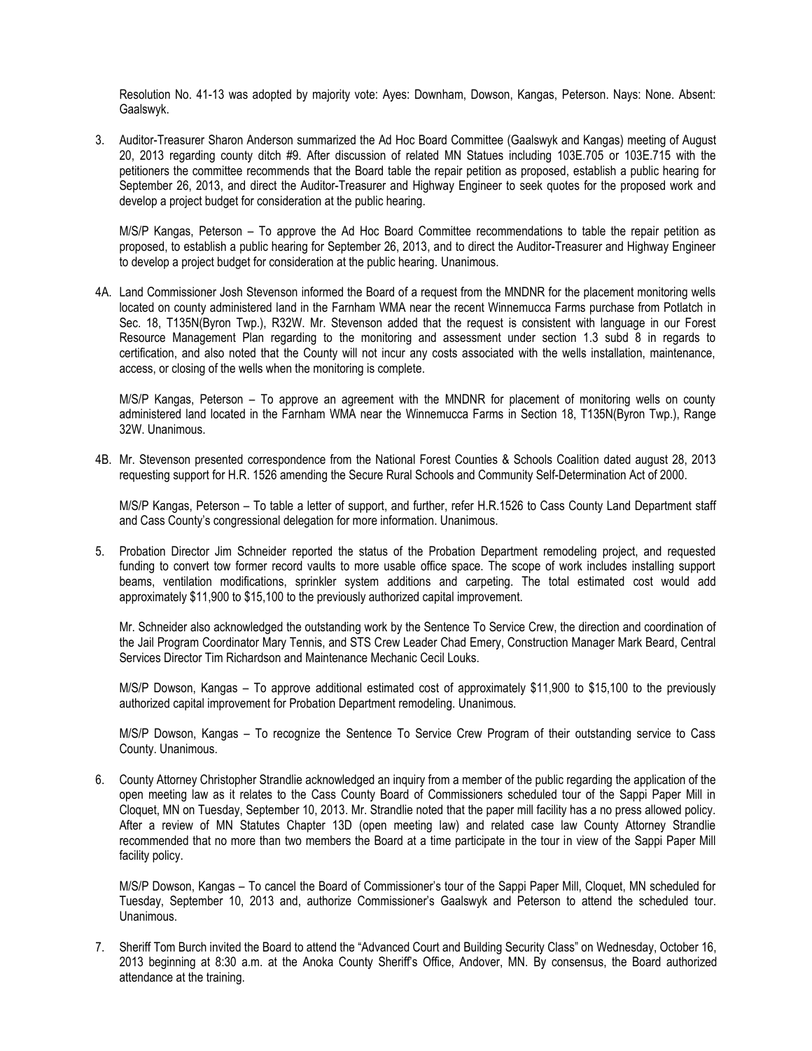Resolution No. 41-13 was adopted by majority vote: Ayes: Downham, Dowson, Kangas, Peterson. Nays: None. Absent: Gaalswyk.

3. Auditor-Treasurer Sharon Anderson summarized the Ad Hoc Board Committee (Gaalswyk and Kangas) meeting of August 20, 2013 regarding county ditch #9. After discussion of related MN Statues including 103E.705 or 103E.715 with the petitioners the committee recommends that the Board table the repair petition as proposed, establish a public hearing for September 26, 2013, and direct the Auditor-Treasurer and Highway Engineer to seek quotes for the proposed work and develop a project budget for consideration at the public hearing.

   M/S/P Kangas, Peterson – To approve the Ad Hoc Board Committee recommendations to table the repair petition as proposed, to establish a public hearing for September 26, 2013, and to direct the Auditor-Treasurer and Highway Engineer to develop a project budget for consideration at the public hearing. Unanimous.

4A. Land Commissioner Josh Stevenson informed the Board of a request from the MNDNR for the placement monitoring wells located on county administered land in the Farnham WMA near the recent Winnemucca Farms purchase from Potlatch in Sec. 18, T135N(Byron Twp.), R32W. Mr. Stevenson added that the request is consistent with language in our Forest Resource Management Plan regarding to the monitoring and assessment under section 1.3 subd 8 in regards to certification, and also noted that the County will not incur any costs associated with the wells installation, maintenance, access, or closing of the wells when the monitoring is complete.

   M/S/P Kangas, Peterson – To approve an agreement with the MNDNR for placement of monitoring wells on county administered land located in the Farnham WMA near the Winnemucca Farms in Section 18, T135N(Byron Twp.), Range 32W. Unanimous.

4B. Mr. Stevenson presented correspondence from the National Forest Counties & Schools Coalition dated august 28, 2013 requesting support for H.R. 1526 amending the Secure Rural Schools and Community Self-Determination Act of 2000.

   M/S/P Kangas, Peterson – To table a letter of support, and further, refer H.R.1526 to Cass County Land Department staff and Cass County's congressional delegation for more information. Unanimous.

5. Probation Director Jim Schneider reported the status of the Probation Department remodeling project, and requested funding to convert tow former record vaults to more usable office space. The scope of work includes installing support beams, ventilation modifications, sprinkler system additions and carpeting. The total estimated cost would add approximately $11,900 to $15,100 to the previously authorized capital improvement.

   Mr. Schneider also acknowledged the outstanding work by the Sentence To Service Crew, the direction and coordination of the Jail Program Coordinator Mary Tennis, and STS Crew Leader Chad Emery, Construction Manager Mark Beard, Central Services Director Tim Richardson and Maintenance Mechanic Cecil Louks.

   M/S/P Dowson, Kangas – To approve additional estimated cost of approximately $11,900 to $15,100 to the previously authorized capital improvement for Probation Department remodeling. Unanimous.

   M/S/P Dowson, Kangas – To recognize the Sentence To Service Crew Program of their outstanding service to Cass County. Unanimous.

6. County Attorney Christopher Strandlie acknowledged an inquiry from a member of the public regarding the application of the open meeting law as it relates to the Cass County Board of Commissioners scheduled tour of the Sappi Paper Mill in Cloquet, MN on Tuesday, September 10, 2013. Mr. Strandlie noted that the paper mill facility has a no press allowed policy. After a review of MN Statutes Chapter 13D (open meeting law) and related case law County Attorney Strandlie recommended that no more than two members the Board at a time participate in the tour in view of the Sappi Paper Mill facility policy.

   M/S/P Dowson, Kangas – To cancel the Board of Commissioner's tour of the Sappi Paper Mill, Cloquet, MN scheduled for Tuesday, September 10, 2013 and, authorize Commissioner's Gaalswyk and Peterson to attend the scheduled tour. Unanimous.

7. Sheriff Tom Burch invited the Board to attend the "Advanced Court and Building Security Class" on Wednesday, October 16, 2013 beginning at 8:30 a.m. at the Anoka County Sheriff's Office, Andover, MN. By consensus, the Board authorized attendance at the training.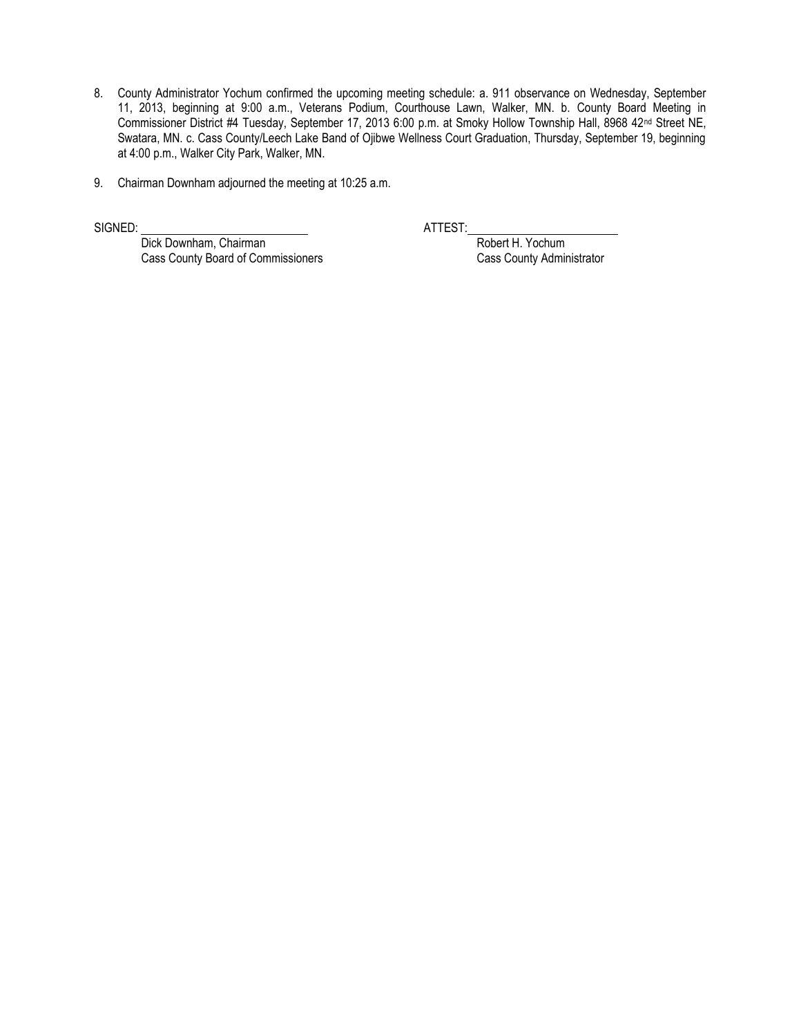8. County Administrator Yochum confirmed the upcoming meeting schedule: a. 911 observance on Wednesday, September 11, 2013, beginning at 9:00 a.m., Veterans Podium, Courthouse Lawn, Walker, MN. b. County Board Meeting in Commissioner District #4 Tuesday, September 17, 2013 6:00 p.m. at Smoky Hollow Township Hall, 8968 42nd Street NE, Swatara, MN. c. Cass County/Leech Lake Band of Ojibwe Wellness Court Graduation, Thursday, September 19, beginning at 4:00 p.m., Walker City Park, Walker, MN.

9. Chairman Downham adjourned the meeting at 10:25 a.m.

SIGNED: ____________________________
Dick Downham, Chairman
Cass County Board of Commissioners

ATTEST: ____________________________
Robert H. Yochum
Cass County Administrator